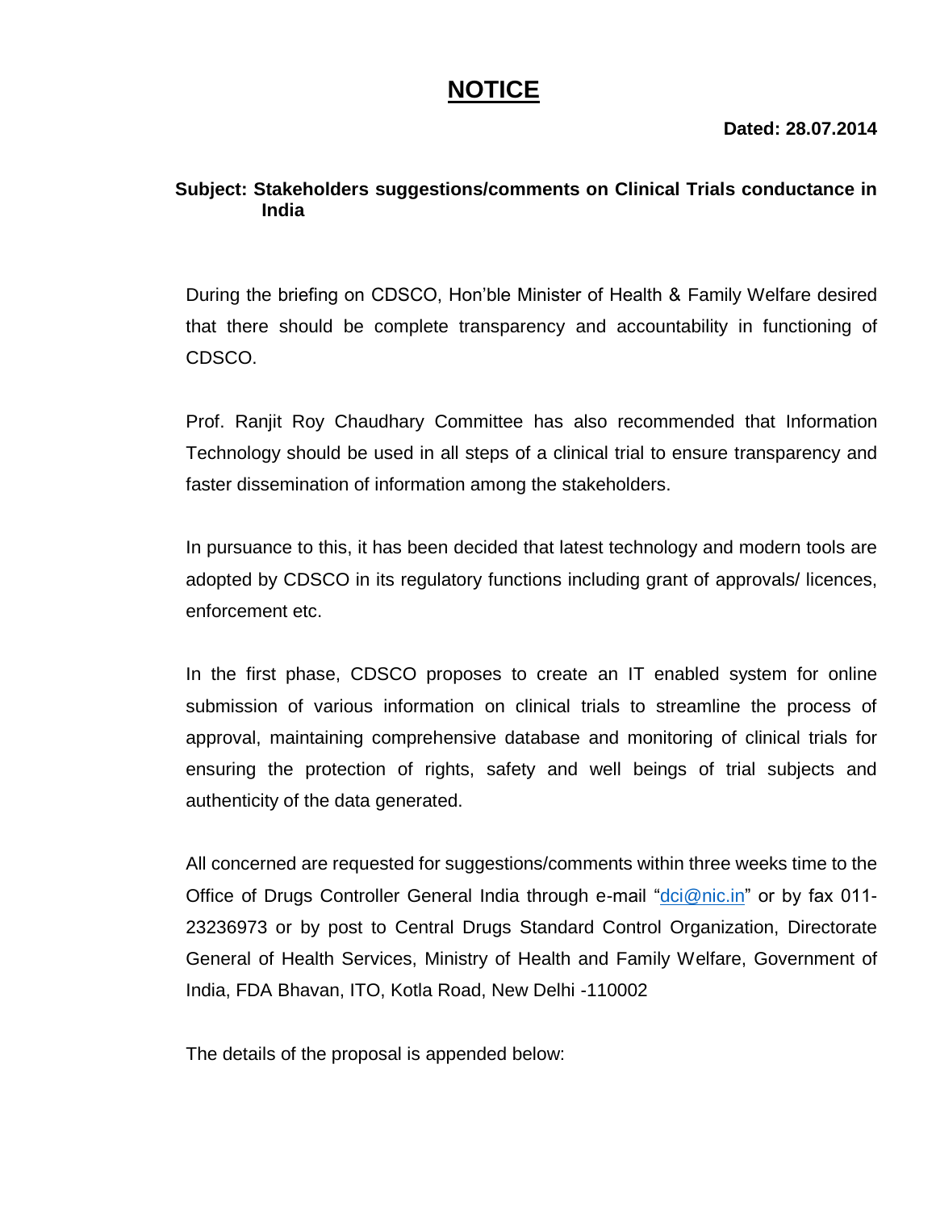# NOTICE

**Dated: 28.07.2014**

**Subject: Stakeholders suggestions/comments on Clinical Trials conductance in India**

During the briefing on CDSCO, Hon'ble Minister of Health & Family Welfare desired that there should be complete transparency and accountability in functioning of CDSCO.

Prof. Ranjit Roy Chaudhary Committee has also recommended that Information Technology should be used in all steps of a clinical trial to ensure transparency and faster dissemination of information among the stakeholders.

In pursuance to this, it has been decided that latest technology and modern tools are adopted by CDSCO in its regulatory functions including grant of approvals/ licences, enforcement etc.

In the first phase, CDSCO proposes to create an IT enabled system for online submission of various information on clinical trials to streamline the process of approval, maintaining comprehensive database and monitoring of clinical trials for ensuring the protection of rights, safety and well beings of trial subjects and authenticity of the data generated.

All concerned are requested for suggestions/comments within three weeks time to the Office of Drugs Controller General India through e-mail "dci@nic.in" or by fax 011-23236973 or by post to Central Drugs Standard Control Organization, Directorate General of Health Services, Ministry of Health and Family Welfare, Government of India, FDA Bhavan, ITO, Kotla Road, New Delhi -110002

The details of the proposal is appended below: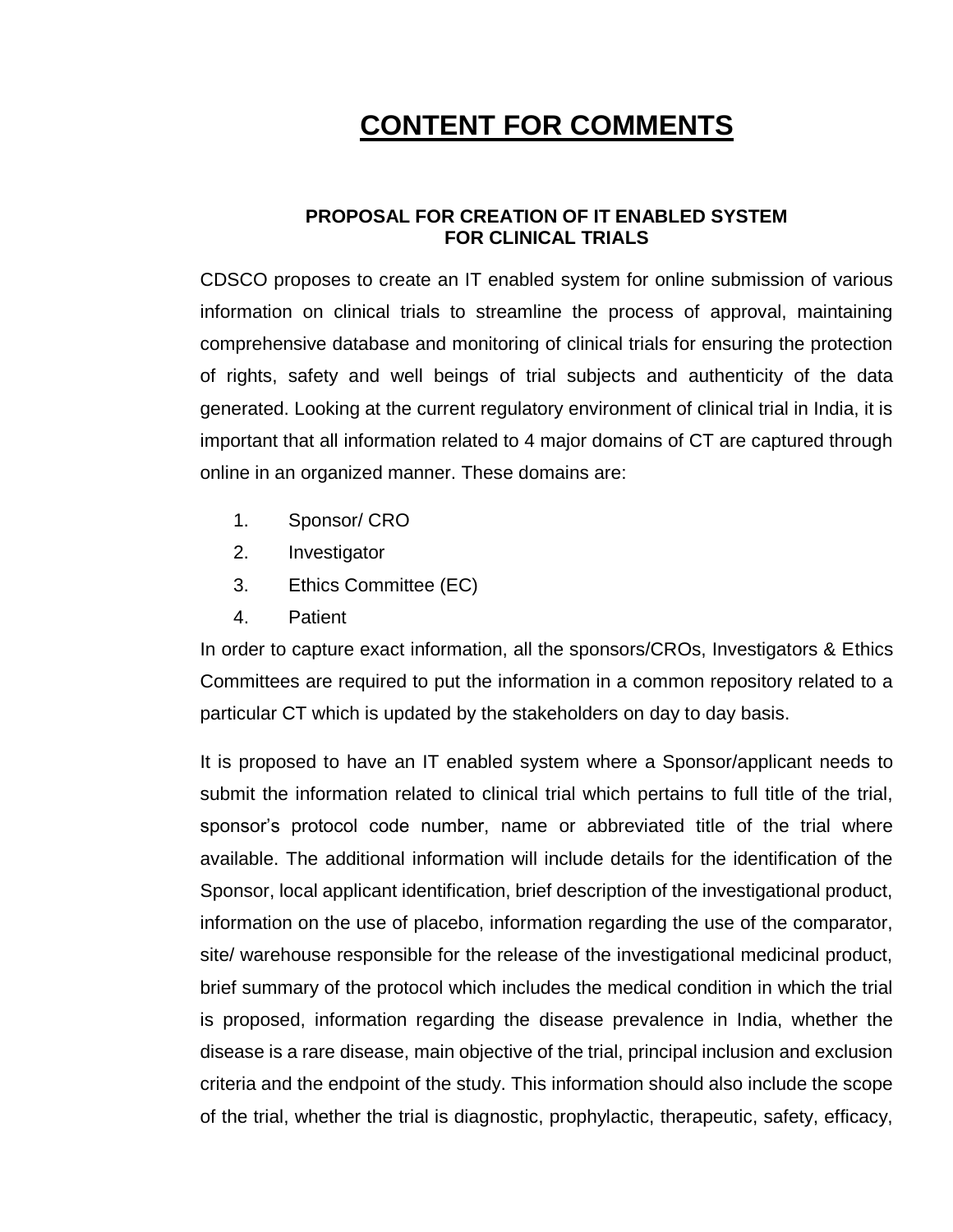# CONTENT FOR COMMENTS

### PROPOSAL FOR CREATION OF IT ENABLED SYSTEM FOR CLINICAL TRIALS

CDSCO proposes to create an IT enabled system for online submission of various information on clinical trials to streamline the process of approval, maintaining comprehensive database and monitoring of clinical trials for ensuring the protection of rights, safety and well beings of trial subjects and authenticity of the data generated. Looking at the current regulatory environment of clinical trial in India, it is important that all information related to 4 major domains of CT are captured through online in an organized manner. These domains are:

1. Sponsor/ CRO
2. Investigator
3. Ethics Committee (EC)
4. Patient

In order to capture exact information, all the sponsors/CROs, Investigators & Ethics Committees are required to put the information in a common repository related to a particular CT which is updated by the stakeholders on day to day basis.

It is proposed to have an IT enabled system where a Sponsor/applicant needs to submit the information related to clinical trial which pertains to full title of the trial, sponsor's protocol code number, name or abbreviated title of the trial where available. The additional information will include details for the identification of the Sponsor, local applicant identification, brief description of the investigational product, information on the use of placebo, information regarding the use of the comparator, site/ warehouse responsible for the release of the investigational medicinal product, brief summary of the protocol which includes the medical condition in which the trial is proposed, information regarding the disease prevalence in India, whether the disease is a rare disease, main objective of the trial, principal inclusion and exclusion criteria and the endpoint of the study. This information should also include the scope of the trial, whether the trial is diagnostic, prophylactic, therapeutic, safety, efficacy,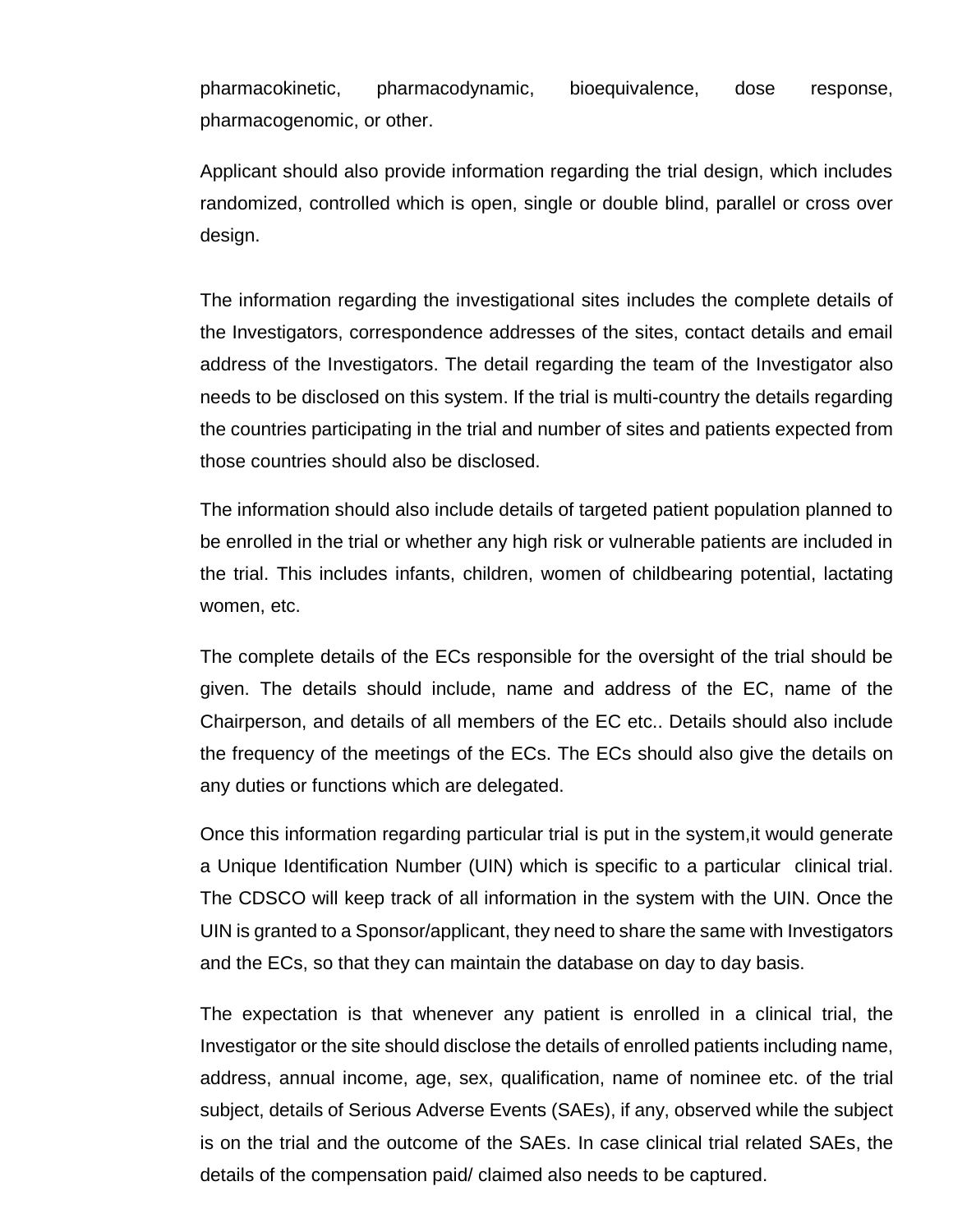pharmacokinetic, pharmacodynamic, bioequivalence, dose response, pharmacogenomic, or other.

Applicant should also provide information regarding the trial design, which includes randomized, controlled which is open, single or double blind, parallel or cross over design.

The information regarding the investigational sites includes the complete details of the Investigators, correspondence addresses of the sites, contact details and email address of the Investigators. The detail regarding the team of the Investigator also needs to be disclosed on this system. If the trial is multi-country the details regarding the countries participating in the trial and number of sites and patients expected from those countries should also be disclosed.

The information should also include details of targeted patient population planned to be enrolled in the trial or whether any high risk or vulnerable patients are included in the trial. This includes infants, children, women of childbearing potential, lactating women, etc.

The complete details of the ECs responsible for the oversight of the trial should be given. The details should include, name and address of the EC, name of the Chairperson, and details of all members of the EC etc.. Details should also include the frequency of the meetings of the ECs. The ECs should also give the details on any duties or functions which are delegated.

Once this information regarding particular trial is put in the system,it would generate a Unique Identification Number (UIN) which is specific to a particular clinical trial. The CDSCO will keep track of all information in the system with the UIN. Once the UIN is granted to a Sponsor/applicant, they need to share the same with Investigators and the ECs, so that they can maintain the database on day to day basis.

The expectation is that whenever any patient is enrolled in a clinical trial, the Investigator or the site should disclose the details of enrolled patients including name, address, annual income, age, sex, qualification, name of nominee etc. of the trial subject, details of Serious Adverse Events (SAEs), if any, observed while the subject is on the trial and the outcome of the SAEs. In case clinical trial related SAEs, the details of the compensation paid/ claimed also needs to be captured.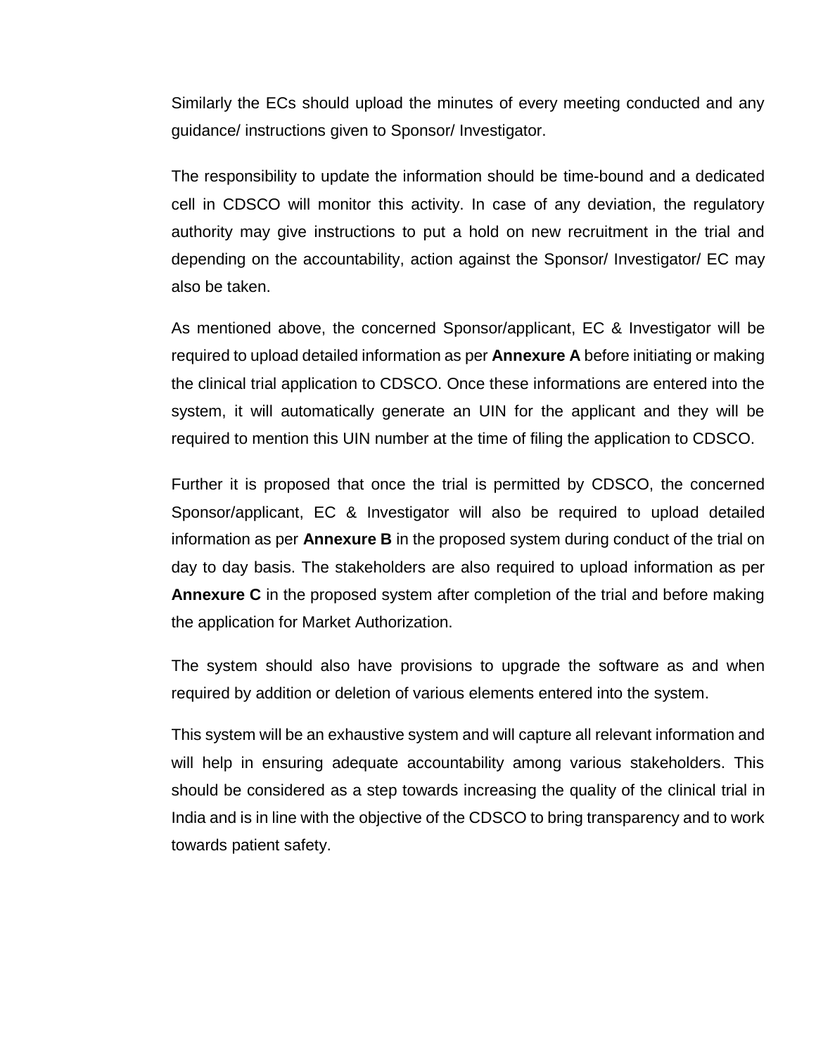Similarly the ECs should upload the minutes of every meeting conducted and any guidance/ instructions given to Sponsor/ Investigator.

The responsibility to update the information should be time-bound and a dedicated cell in CDSCO will monitor this activity. In case of any deviation, the regulatory authority may give instructions to put a hold on new recruitment in the trial and depending on the accountability, action against the Sponsor/ Investigator/ EC may also be taken.

As mentioned above, the concerned Sponsor/applicant, EC & Investigator will be required to upload detailed information as per **Annexure A** before initiating or making the clinical trial application to CDSCO. Once these informations are entered into the system, it will automatically generate an UIN for the applicant and they will be required to mention this UIN number at the time of filing the application to CDSCO.

Further it is proposed that once the trial is permitted by CDSCO, the concerned Sponsor/applicant, EC & Investigator will also be required to upload detailed information as per **Annexure B** in the proposed system during conduct of the trial on day to day basis. The stakeholders are also required to upload information as per **Annexure C** in the proposed system after completion of the trial and before making the application for Market Authorization.

The system should also have provisions to upgrade the software as and when required by addition or deletion of various elements entered into the system.

This system will be an exhaustive system and will capture all relevant information and will help in ensuring adequate accountability among various stakeholders. This should be considered as a step towards increasing the quality of the clinical trial in India and is in line with the objective of the CDSCO to bring transparency and to work towards patient safety.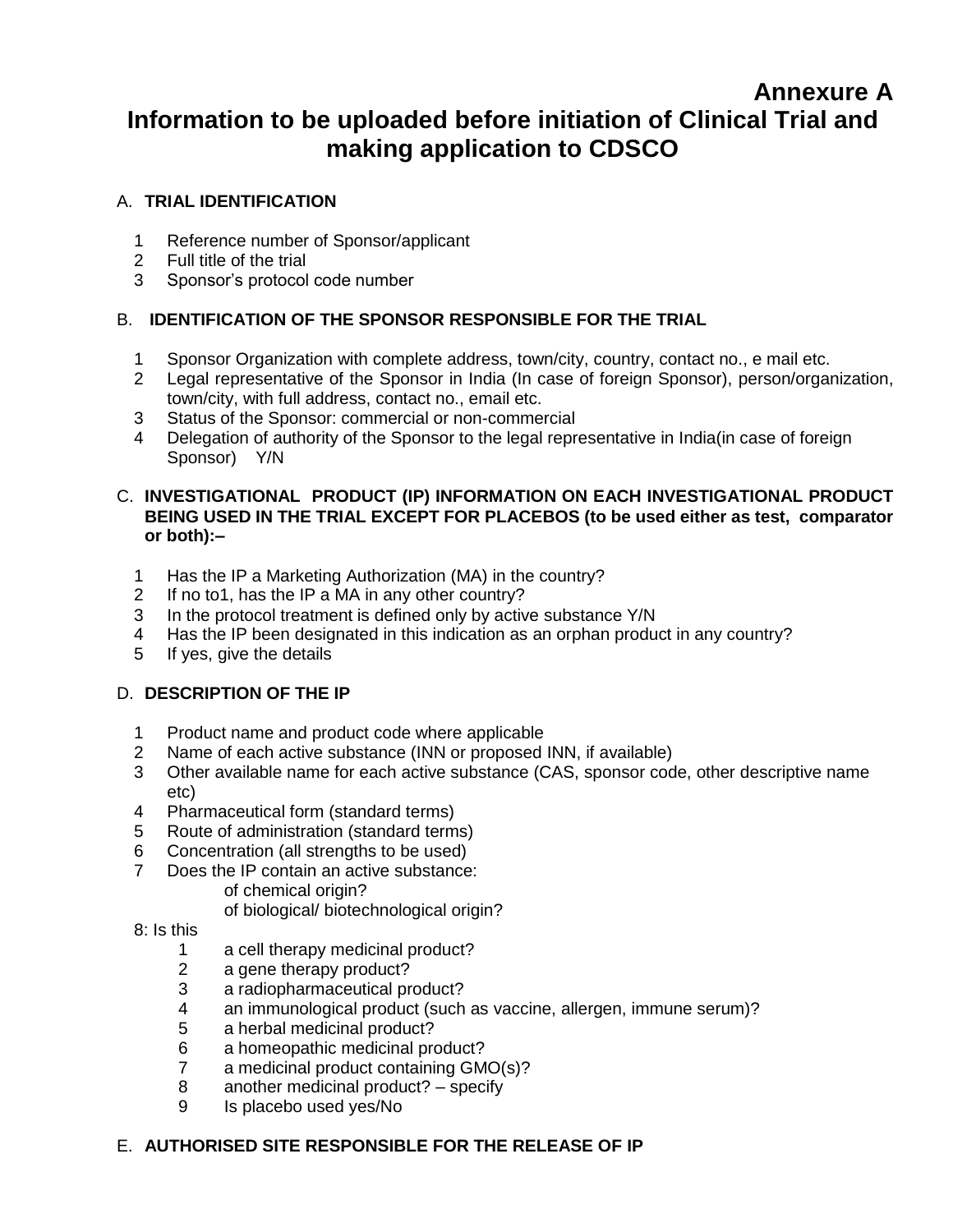# Annexure A

# Information to be uploaded before initiation of Clinical Trial and making application to CDSCO

## A. TRIAL IDENTIFICATION

1. Reference number of Sponsor/applicant
2. Full title of the trial
3. Sponsor's protocol code number

## B. IDENTIFICATION OF THE SPONSOR RESPONSIBLE FOR THE TRIAL

1. Sponsor Organization with complete address, town/city, country, contact no., e mail etc.
2. Legal representative of the Sponsor in India (In case of foreign Sponsor), person/organization, town/city, with full address, contact no., email etc.
3. Status of the Sponsor: commercial or non-commercial
4. Delegation of authority of the Sponsor to the legal representative in India(in case of foreign Sponsor) Y/N

## C. INVESTIGATIONAL PRODUCT (IP) INFORMATION ON EACH INVESTIGATIONAL PRODUCT BEING USED IN THE TRIAL EXCEPT FOR PLACEBOS (to be used either as test, comparator or both):–

1. Has the IP a Marketing Authorization (MA) in the country?
2. If no to1, has the IP a MA in any other country?
3. In the protocol treatment is defined only by active substance Y/N
4. Has the IP been designated in this indication as an orphan product in any country?
5. If yes, give the details

## D. DESCRIPTION OF THE IP

1. Product name and product code where applicable
2. Name of each active substance (INN or proposed INN, if available)
3. Other available name for each active substance (CAS, sponsor code, other descriptive name etc)
4. Pharmaceutical form (standard terms)
5. Route of administration (standard terms)
6. Concentration (all strengths to be used)
7. Does the IP contain an active substance:
   - of chemical origin?
   - of biological/ biotechnological origin?

8: Is this
   1. a cell therapy medicinal product?
   2. a gene therapy product?
   3. a radiopharmaceutical product?
   4. an immunological product (such as vaccine, allergen, immune serum)?
   5. a herbal medicinal product?
   6. a homeopathic medicinal product?
   7. a medicinal product containing GMO(s)?
   8. another medicinal product? – specify
   9. Is placebo used yes/No

## E. AUTHORISED SITE RESPONSIBLE FOR THE RELEASE OF IP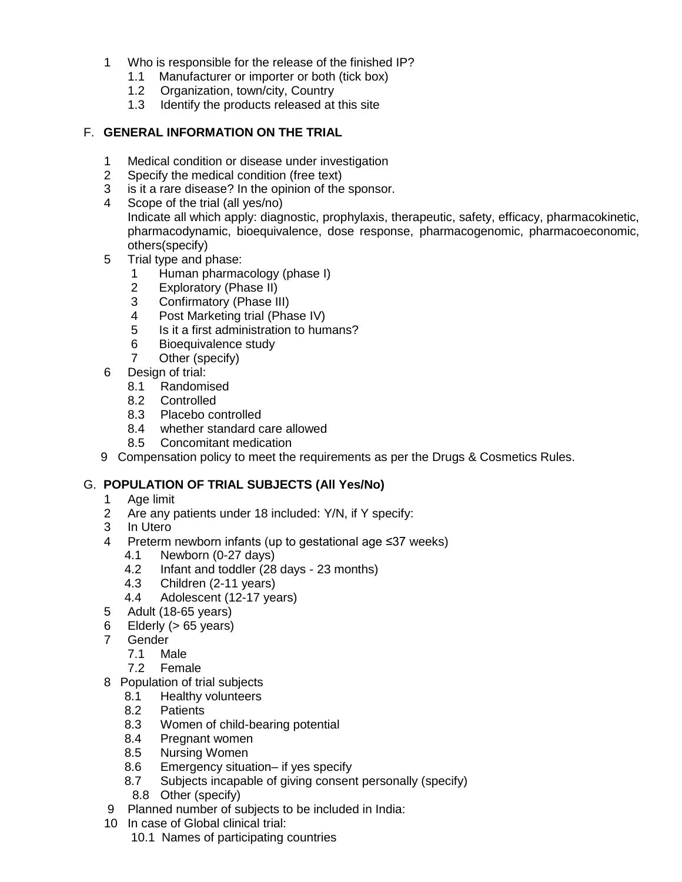1. Who is responsible for the release of the finished IP?
    - 1.1 Manufacturer or importer or both (tick box)
    - 1.2 Organization, town/city, Country
    - 1.3 Identify the products released at this site

## F. GENERAL INFORMATION ON THE TRIAL

1 Medical condition or disease under investigation

2 Specify the medical condition (free text)

3 is it a rare disease? In the opinion of the sponsor.

4 Scope of the trial (all yes/no)
Indicate all which apply: diagnostic, prophylaxis, therapeutic, safety, efficacy, pharmacokinetic, pharmacodynamic, bioequivalence, dose response, pharmacogenomic, pharmacoeconomic, others(specify)

5 Trial type and phase:
- 1 Human pharmacology (phase I)
- 2 Exploratory (Phase II)
- 3 Confirmatory (Phase III)
- 4 Post Marketing trial (Phase IV)
- 5 Is it a first administration to humans?
- 6 Bioequivalence study
- 7 Other (specify)

6 Design of trial:
- 8.1 Randomised
- 8.2 Controlled
- 8.3 Placebo controlled
- 8.4 whether standard care allowed
- 8.5 Concomitant medication

9 Compensation policy to meet the requirements as per the Drugs & Cosmetics Rules.

## G. POPULATION OF TRIAL SUBJECTS (All Yes/No)

1 Age limit

2 Are any patients under 18 included: Y/N, if Y specify:

3 In Utero

4 Preterm newborn infants (up to gestational age ≤37 weeks)
- 4.1 Newborn (0-27 days)
- 4.2 Infant and toddler (28 days - 23 months)
- 4.3 Children (2-11 years)
- 4.4 Adolescent (12-17 years)

5 Adult (18-65 years)

6 Elderly (> 65 years)

7 Gender
- 7.1 Male
- 7.2 Female

8 Population of trial subjects
- 8.1 Healthy volunteers
- 8.2 Patients
- 8.3 Women of child-bearing potential
- 8.4 Pregnant women
- 8.5 Nursing Women
- 8.6 Emergency situation– if yes specify
- 8.7 Subjects incapable of giving consent personally (specify)
- 8.8 Other (specify)

9 Planned number of subjects to be included in India:

10 In case of Global clinical trial:
- 10.1 Names of participating countries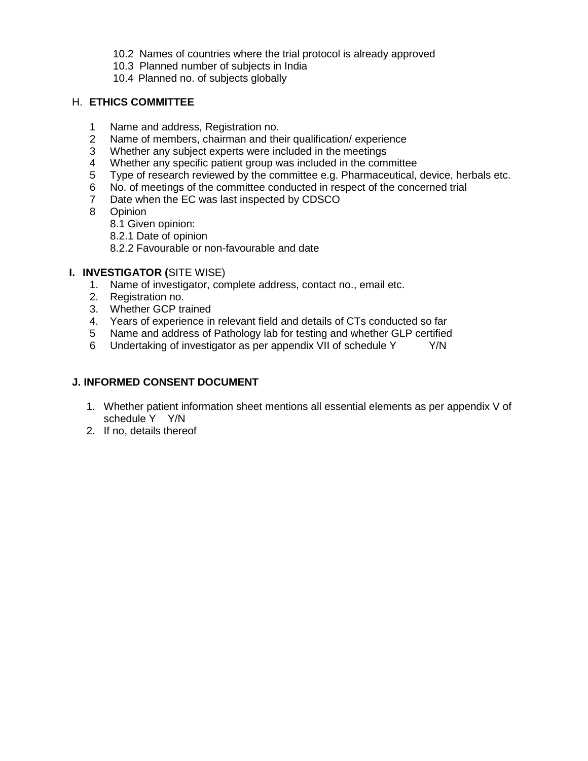10.2 Names of countries where the trial protocol is already approved
10.3 Planned number of subjects in India
10.4 Planned no. of subjects globally

## H. ETHICS COMMITTEE

1 Name and address, Registration no.
2 Name of members, chairman and their qualification/ experience
3 Whether any subject experts were included in the meetings
4 Whether any specific patient group was included in the committee
5 Type of research reviewed by the committee e.g. Pharmaceutical, device, herbals etc.
6 No. of meetings of the committee conducted in respect of the concerned trial
7 Date when the EC was last inspected by CDSCO
8 Opinion
   8.1 Given opinion:
   8.2.1 Date of opinion
   8.2.2 Favourable or non-favourable and date

## I. INVESTIGATOR (SITE WISE)

1. Name of investigator, complete address, contact no., email etc.
2. Registration no.
3. Whether GCP trained
4. Years of experience in relevant field and details of CTs conducted so far
5 Name and address of Pathology lab for testing and whether GLP certified
6 Undertaking of investigator as per appendix VII of schedule Y    Y/N

## J. INFORMED CONSENT DOCUMENT

1. Whether patient information sheet mentions all essential elements as per appendix V of schedule Y    Y/N
2. If no, details thereof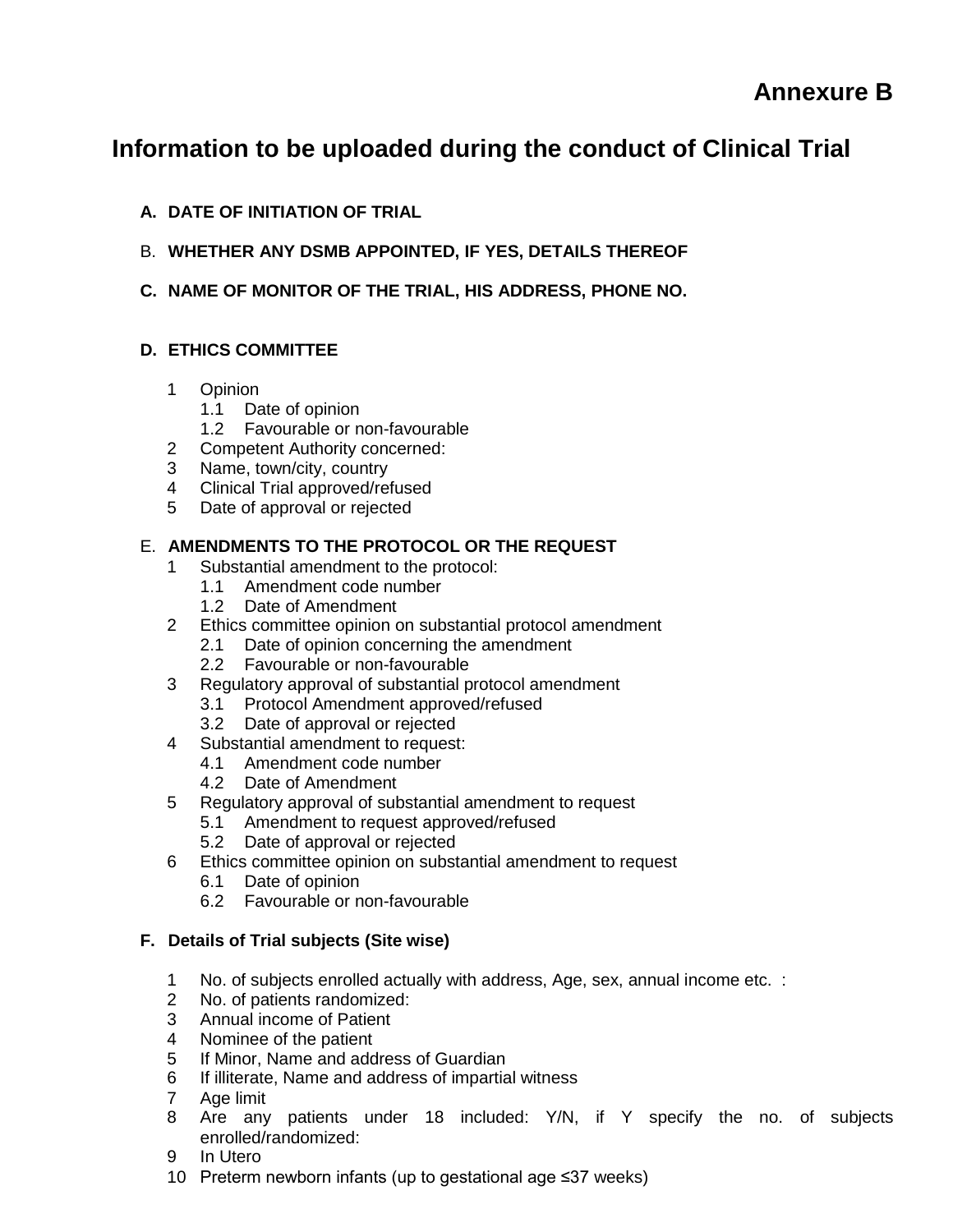**Annexure B**

# Information to be uploaded during the conduct of Clinical Trial

**A. DATE OF INITIATION OF TRIAL**

B. **WHETHER ANY DSMB APPOINTED, IF YES, DETAILS THEREOF**

**C. NAME OF MONITOR OF THE TRIAL, HIS ADDRESS, PHONE NO.**

**D. ETHICS COMMITTEE**

1 Opinion
   1.1 Date of opinion
   1.2 Favourable or non-favourable
2 Competent Authority concerned:
3 Name, town/city, country
4 Clinical Trial approved/refused
5 Date of approval or rejected

E. **AMENDMENTS TO THE PROTOCOL OR THE REQUEST**

1 Substantial amendment to the protocol:
   1.1 Amendment code number
   1.2 Date of Amendment
2 Ethics committee opinion on substantial protocol amendment
   2.1 Date of opinion concerning the amendment
   2.2 Favourable or non-favourable
3 Regulatory approval of substantial protocol amendment
   3.1 Protocol Amendment approved/refused
   3.2 Date of approval or rejected
4 Substantial amendment to request:
   4.1 Amendment code number
   4.2 Date of Amendment
5 Regulatory approval of substantial amendment to request
   5.1 Amendment to request approved/refused
   5.2 Date of approval or rejected
6 Ethics committee opinion on substantial amendment to request
   6.1 Date of opinion
   6.2 Favourable or non-favourable

**F. Details of Trial subjects (Site wise)**

1 No. of subjects enrolled actually with address, Age, sex, annual income etc. :
2 No. of patients randomized:
3 Annual income of Patient
4 Nominee of the patient
5 If Minor, Name and address of Guardian
6 If illiterate, Name and address of impartial witness
7 Age limit
8 Are any patients under 18 included: Y/N, if Y specify the no. of subjects enrolled/randomized:
9 In Utero
10 Preterm newborn infants (up to gestational age ≤37 weeks)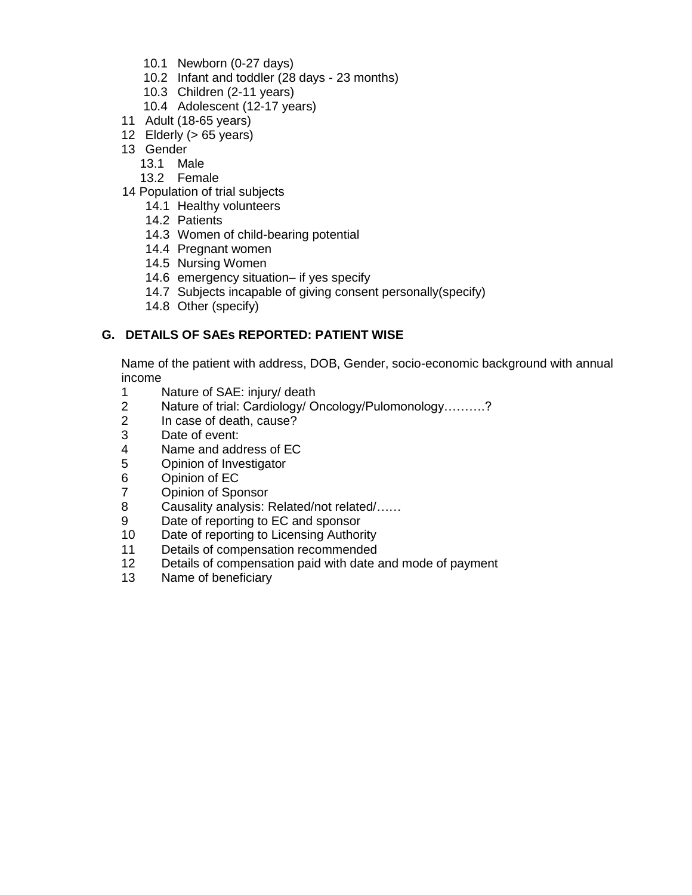- 10.1 Newborn (0-27 days)
- 10.2 Infant and toddler (28 days - 23 months)
- 10.3 Children (2-11 years)
- 10.4 Adolescent (12-17 years)

11 Adult (18-65 years)

12 Elderly (> 65 years)

13 Gender

- 13.1 Male
- 13.2 Female

14 Population of trial subjects

- 14.1 Healthy volunteers
- 14.2 Patients
- 14.3 Women of child-bearing potential
- 14.4 Pregnant women
- 14.5 Nursing Women
- 14.6 emergency situation– if yes specify
- 14.7 Subjects incapable of giving consent personally(specify)
- 14.8 Other (specify)

## G. DETAILS OF SAEs REPORTED: PATIENT WISE

Name of the patient with address, DOB, Gender, socio-economic background with annual income

1 Nature of SAE: injury/ death

2 Nature of trial: Cardiology/ Oncology/Pulomonology……….?

2 In case of death, cause?

3 Date of event:

4 Name and address of EC

5 Opinion of Investigator

6 Opinion of EC

7 Opinion of Sponsor

8 Causality analysis: Related/not related/……

9 Date of reporting to EC and sponsor

10 Date of reporting to Licensing Authority

11 Details of compensation recommended

12 Details of compensation paid with date and mode of payment

13 Name of beneficiary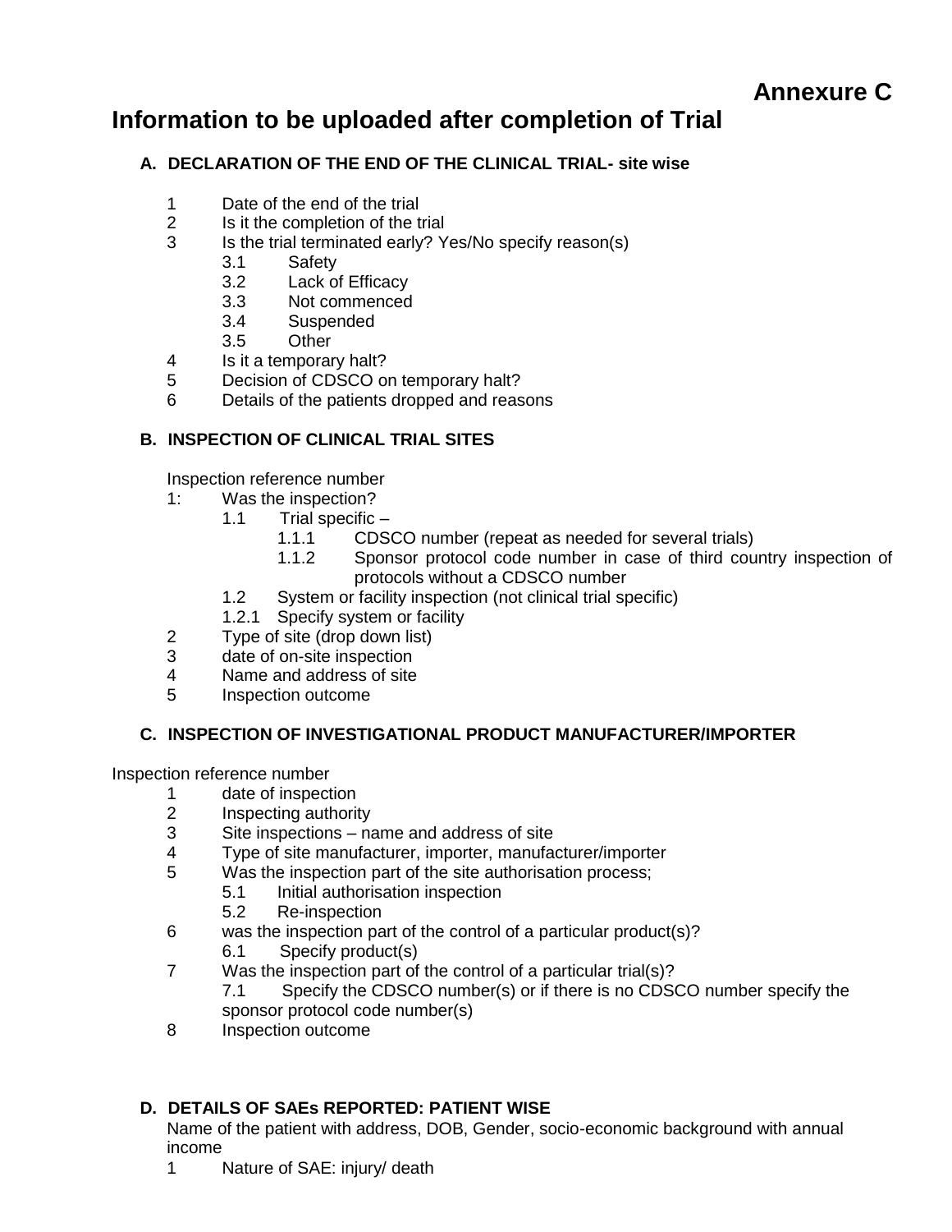**Annexure C**

# Information to be uploaded after completion of Trial

## A. DECLARATION OF THE END OF THE CLINICAL TRIAL- site wise

1 Date of the end of the trial
2 Is it the completion of the trial
3 Is the trial terminated early? Yes/No specify reason(s)
    3.1 Safety
    3.2 Lack of Efficacy
    3.3 Not commenced
    3.4 Suspended
    3.5 Other
4 Is it a temporary halt?
5 Decision of CDSCO on temporary halt?
6 Details of the patients dropped and reasons

## B. INSPECTION OF CLINICAL TRIAL SITES

Inspection reference number
1: Was the inspection?
    1.1 Trial specific –
        1.1.1 CDSCO number (repeat as needed for several trials)
        1.1.2 Sponsor protocol code number in case of third country inspection of protocols without a CDSCO number
    1.2 System or facility inspection (not clinical trial specific)
    1.2.1 Specify system or facility
2 Type of site (drop down list)
3 date of on-site inspection
4 Name and address of site
5 Inspection outcome

## C. INSPECTION OF INVESTIGATIONAL PRODUCT MANUFACTURER/IMPORTER

Inspection reference number
1 date of inspection
2 Inspecting authority
3 Site inspections – name and address of site
4 Type of site manufacturer, importer, manufacturer/importer
5 Was the inspection part of the site authorisation process;
    5.1 Initial authorisation inspection
    5.2 Re-inspection
6 was the inspection part of the control of a particular product(s)?
    6.1 Specify product(s)
7 Was the inspection part of the control of a particular trial(s)?
    7.1 Specify the CDSCO number(s) or if there is no CDSCO number specify the sponsor protocol code number(s)
8 Inspection outcome

## D. DETAILS OF SAEs REPORTED: PATIENT WISE

Name of the patient with address, DOB, Gender, socio-economic background with annual income
1 Nature of SAE: injury/ death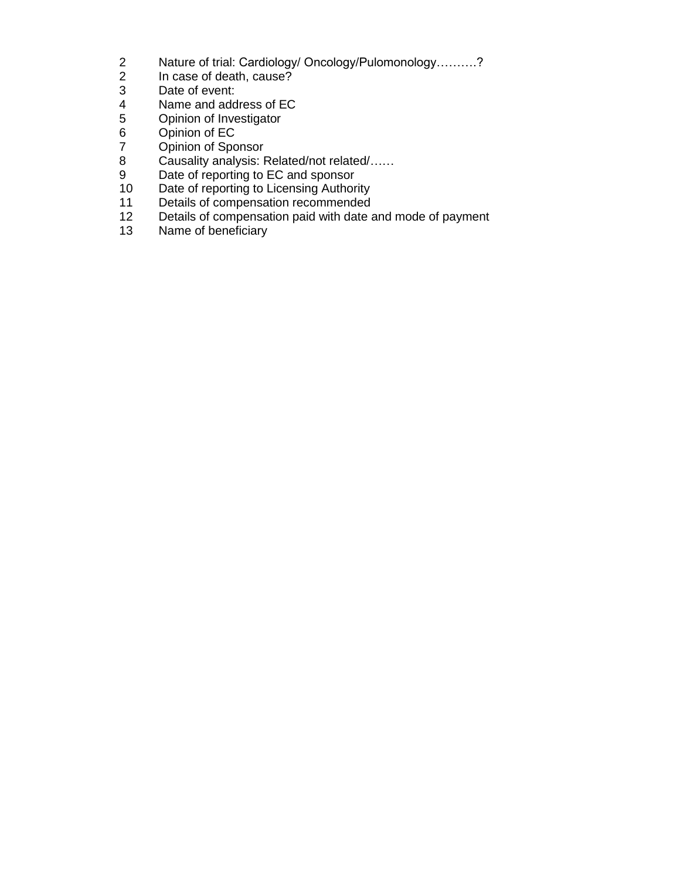2 Nature of trial: Cardiology/ Oncology/Pulomonology……….?
2 In case of death, cause?
3 Date of event:
4 Name and address of EC
5 Opinion of Investigator
6 Opinion of EC
7 Opinion of Sponsor
8 Causality analysis: Related/not related/……
9 Date of reporting to EC and sponsor
10 Date of reporting to Licensing Authority
11 Details of compensation recommended
12 Details of compensation paid with date and mode of payment
13 Name of beneficiary